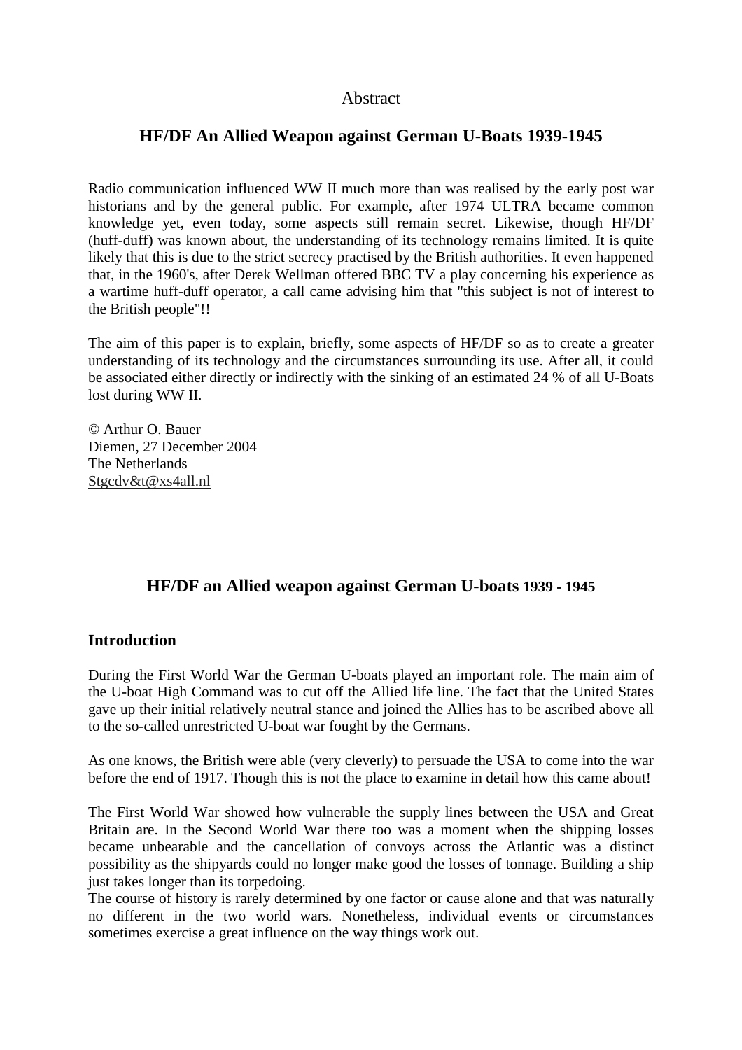Abstract

# HF/DF An Allied Weapon against German U-Boats 1939-1945

Radio communication influenced WW II much more than was realised by the early post war historians and by the general public. For example, after 1974 ULTRA became common knowledge yet, even today, some aspects still remain secret. Likewise, though HF/DF (huff-duff) was known about, the understanding of its technology remains limited. It is quite likely that this is due to the strict secrecy practised by the British authorities. It even happened that, in the 1960's, after Derek Wellman offered BBC TV a play concerning his experience as a wartime huff-duff operator, a call came advising him that "this subject is not of interest to the British people"!!

The aim of this paper is to explain, briefly, some aspects of HF/DF so as to create a greater understanding of its technology and the circumstances surrounding its use. After all, it could be associated either directly or indirectly with the sinking of an estimated 24 % of all U-Boats lost during WW II.

© Arthur O. Bauer
Diemen, 27 December 2004
The Netherlands
Stgcdv&t@xs4all.nl

# HF/DF an Allied weapon against German U-boats 1939 - 1945

## Introduction

During the First World War the German U-boats played an important role. The main aim of the U-boat High Command was to cut off the Allied life line. The fact that the United States gave up their initial relatively neutral stance and joined the Allies has to be ascribed above all to the so-called unrestricted U-boat war fought by the Germans.

As one knows, the British were able (very cleverly) to persuade the USA to come into the war before the end of 1917. Though this is not the place to examine in detail how this came about!

The First World War showed how vulnerable the supply lines between the USA and Great Britain are. In the Second World War there too was a moment when the shipping losses became unbearable and the cancellation of convoys across the Atlantic was a distinct possibility as the shipyards could no longer make good the losses of tonnage. Building a ship just takes longer than its torpedoing.
The course of history is rarely determined by one factor or cause alone and that was naturally no different in the two world wars. Nonetheless, individual events or circumstances sometimes exercise a great influence on the way things work out.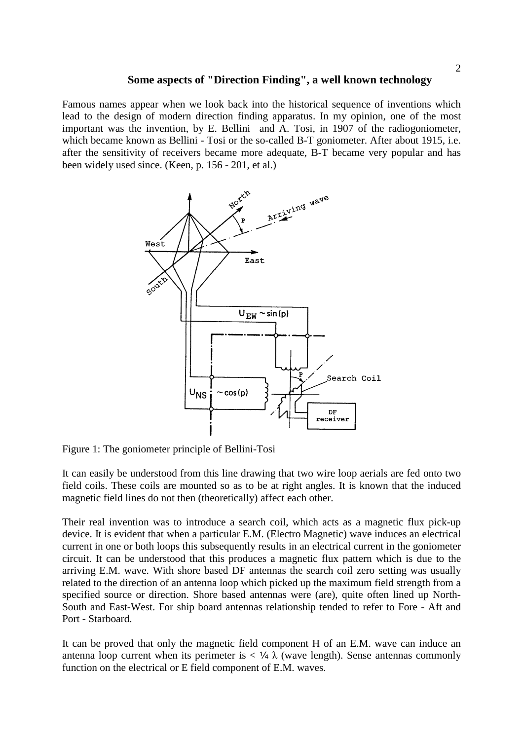## Some aspects of "Direction Finding", a well known technology

Famous names appear when we look back into the historical sequence of inventions which lead to the design of modern direction finding apparatus. In my opinion, one of the most important was the invention, by E. Bellini and A. Tosi, in 1907 of the radiogoniometer, which became known as Bellini - Tosi or the so-called B-T goniometer. After about 1915, i.e. after the sensitivity of receivers became more adequate, B-T became very popular and has been widely used since. (Keen, p. 156 - 201, et al.)

Figure 1: The goniometer principle of Bellini-Tosi

It can easily be understood from this line drawing that two wire loop aerials are fed onto two field coils. These coils are mounted so as to be at right angles. It is known that the induced magnetic field lines do not then (theoretically) affect each other.

Their real invention was to introduce a search coil, which acts as a magnetic flux pick-up device. It is evident that when a particular E.M. (Electro Magnetic) wave induces an electrical current in one or both loops this subsequently results in an electrical current in the goniometer circuit. It can be understood that this produces a magnetic flux pattern which is due to the arriving E.M. wave. With shore based DF antennas the search coil zero setting was usually related to the direction of an antenna loop which picked up the maximum field strength from a specified source or direction. Shore based antennas were (are), quite often lined up North-South and East-West. For ship board antennas relationship tended to refer to Fore - Aft and Port - Starboard.

It can be proved that only the magnetic field component H of an E.M. wave can induce an antenna loop current when its perimeter is $< \frac{1}{4} \lambda$ (wave length). Sense antennas commonly function on the electrical or E field component of E.M. waves.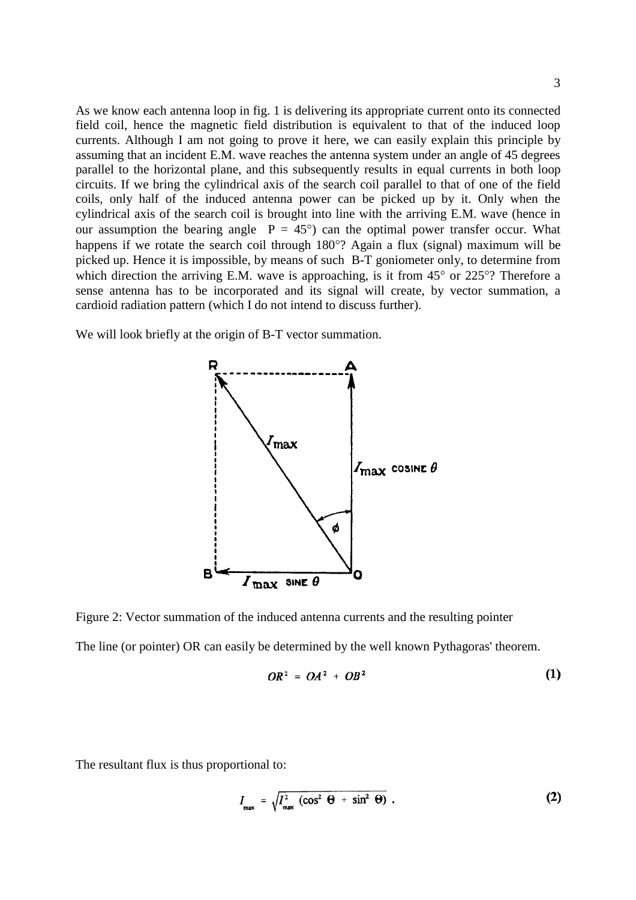As we know each antenna loop in fig. 1 is delivering its appropriate current onto its connected field coil, hence the magnetic field distribution is equivalent to that of the induced loop currents. Although I am not going to prove it here, we can easily explain this principle by assuming that an incident E.M. wave reaches the antenna system under an angle of 45 degrees parallel to the horizontal plane, and this subsequently results in equal currents in both loop circuits. If we bring the cylindrical axis of the search coil parallel to that of one of the field coils, only half of the induced antenna power can be picked up by it. Only when the cylindrical axis of the search coil is brought into line with the arriving E.M. wave (hence in our assumption the bearing angle $P = 45°$) can the optimal power transfer occur. What happens if we rotate the search coil through 180°? Again a flux (signal) maximum will be picked up. Hence it is impossible, by means of such B-T goniometer only, to determine from which direction the arriving E.M. wave is approaching, is it from 45° or 225°? Therefore a sense antenna has to be incorporated and its signal will create, by vector summation, a cardioid radiation pattern (which I do not intend to discuss further).

We will look briefly at the origin of B-T vector summation.

Figure 2: Vector summation of the induced antenna currents and the resulting pointer

The line (or pointer) OR can easily be determined by the well known Pythagoras' theorem.

$$OR^2 = OA^2 + OB^2 \tag{1}$$

The resultant flux is thus proportional to:

$$I_{max} = \sqrt{I_{max}^2 \ (\cos^2 \Theta + \sin^2 \Theta)} \ . \tag{2}$$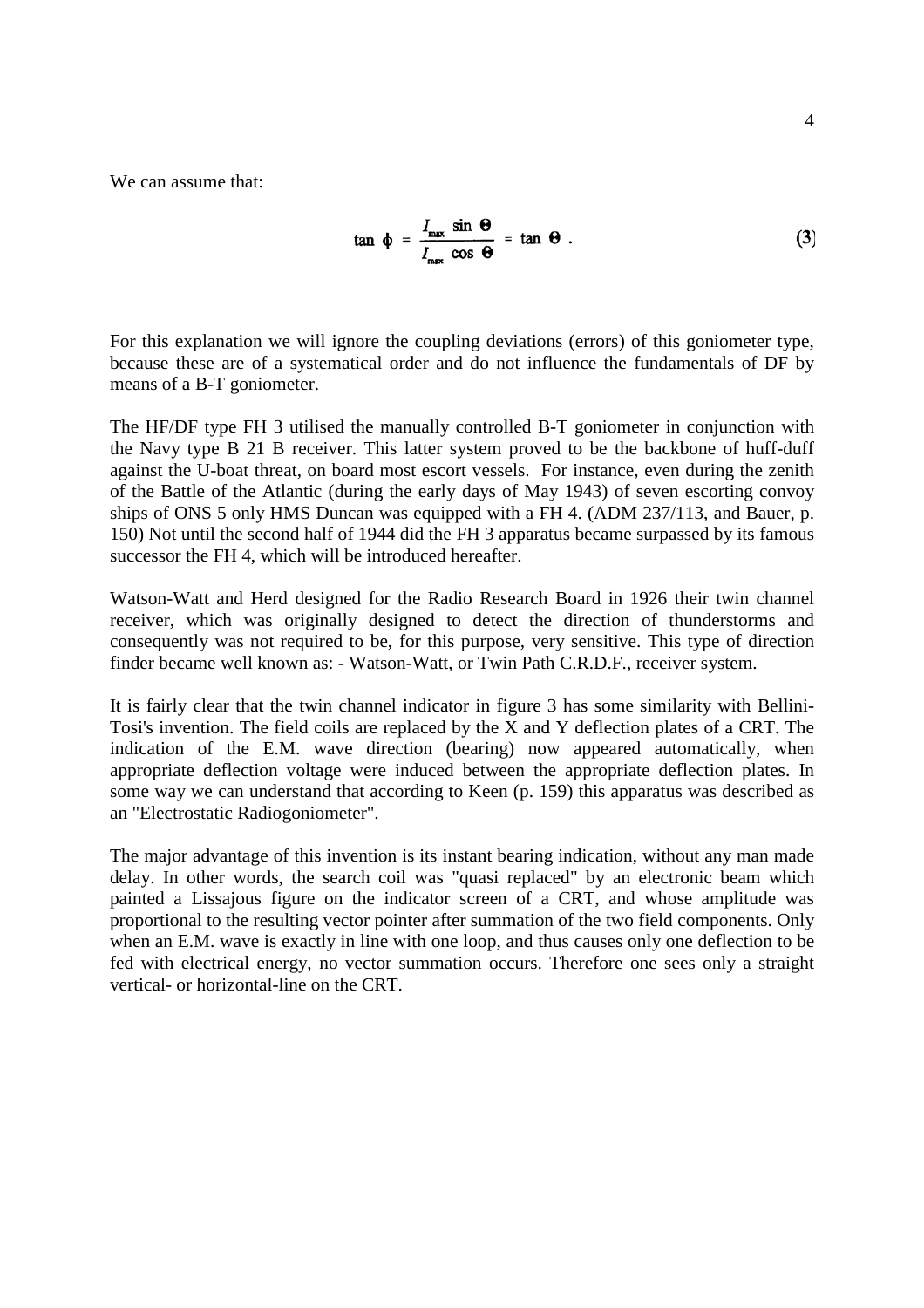We can assume that:

$$\tan \phi = \frac{I_{max} \sin \Theta}{I_{max} \cos \Theta} = \tan \Theta . \quad (3)$$

For this explanation we will ignore the coupling deviations (errors) of this goniometer type, because these are of a systematical order and do not influence the fundamentals of DF by means of a B-T goniometer.

The HF/DF type FH 3 utilised the manually controlled B-T goniometer in conjunction with the Navy type B 21 B receiver. This latter system proved to be the backbone of huff-duff against the U-boat threat, on board most escort vessels. For instance, even during the zenith of the Battle of the Atlantic (during the early days of May 1943) of seven escorting convoy ships of ONS 5 only HMS Duncan was equipped with a FH 4. (ADM 237/113, and Bauer, p. 150) Not until the second half of 1944 did the FH 3 apparatus became surpassed by its famous successor the FH 4, which will be introduced hereafter.

Watson-Watt and Herd designed for the Radio Research Board in 1926 their twin channel receiver, which was originally designed to detect the direction of thunderstorms and consequently was not required to be, for this purpose, very sensitive. This type of direction finder became well known as: - Watson-Watt, or Twin Path C.R.D.F., receiver system.

It is fairly clear that the twin channel indicator in figure 3 has some similarity with Bellini-Tosi's invention. The field coils are replaced by the X and Y deflection plates of a CRT. The indication of the E.M. wave direction (bearing) now appeared automatically, when appropriate deflection voltage were induced between the appropriate deflection plates. In some way we can understand that according to Keen (p. 159) this apparatus was described as an "Electrostatic Radiogoniometer".

The major advantage of this invention is its instant bearing indication, without any man made delay. In other words, the search coil was "quasi replaced" by an electronic beam which painted a Lissajous figure on the indicator screen of a CRT, and whose amplitude was proportional to the resulting vector pointer after summation of the two field components. Only when an E.M. wave is exactly in line with one loop, and thus causes only one deflection to be fed with electrical energy, no vector summation occurs. Therefore one sees only a straight vertical- or horizontal-line on the CRT.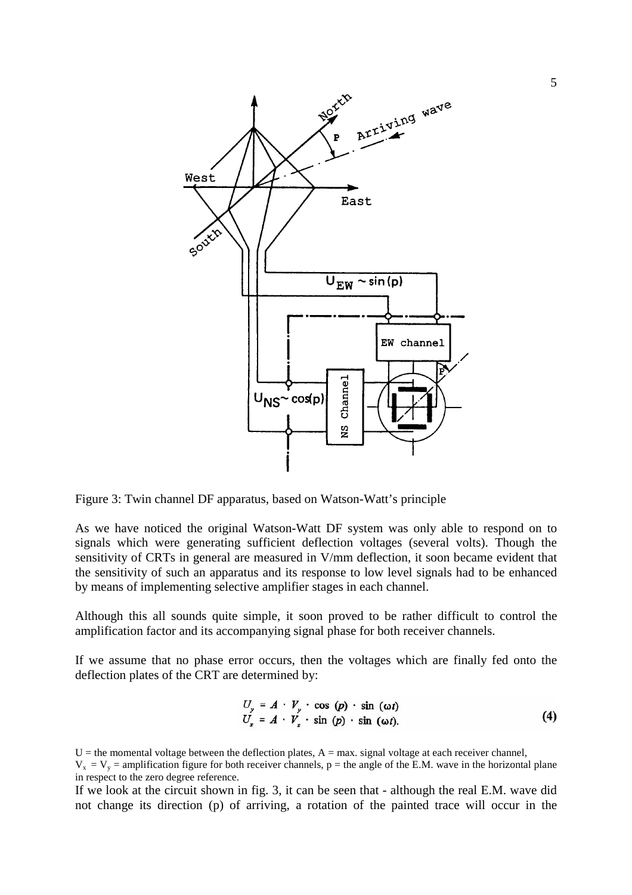Figure 3: Twin channel DF apparatus, based on Watson-Watt's principle

As we have noticed the original Watson-Watt DF system was only able to respond on to signals which were generating sufficient deflection voltages (several volts). Though the sensitivity of CRTs in general are measured in V/mm deflection, it soon became evident that the sensitivity of such an apparatus and its response to low level signals had to be enhanced by means of implementing selective amplifier stages in each channel.

Although this all sounds quite simple, it soon proved to be rather difficult to control the amplification factor and its accompanying signal phase for both receiver channels.

If we assume that no phase error occurs, then the voltages which are finally fed onto the deflection plates of the CRT are determined by:

$$U_y = A \cdot V_y \cdot \cos(p) \cdot \sin(\omega t)$$
$$U_x = A \cdot V_x \cdot \sin(p) \cdot \sin(\omega t). \quad (4)$$

U = the momental voltage between the deflection plates, A = max. signal voltage at each receiver channel, $V_x = V_y$ = amplification figure for both receiver channels, p = the angle of the E.M. wave in the horizontal plane in respect to the zero degree reference.

If we look at the circuit shown in fig. 3, it can be seen that - although the real E.M. wave did not change its direction (p) of arriving, a rotation of the painted trace will occur in the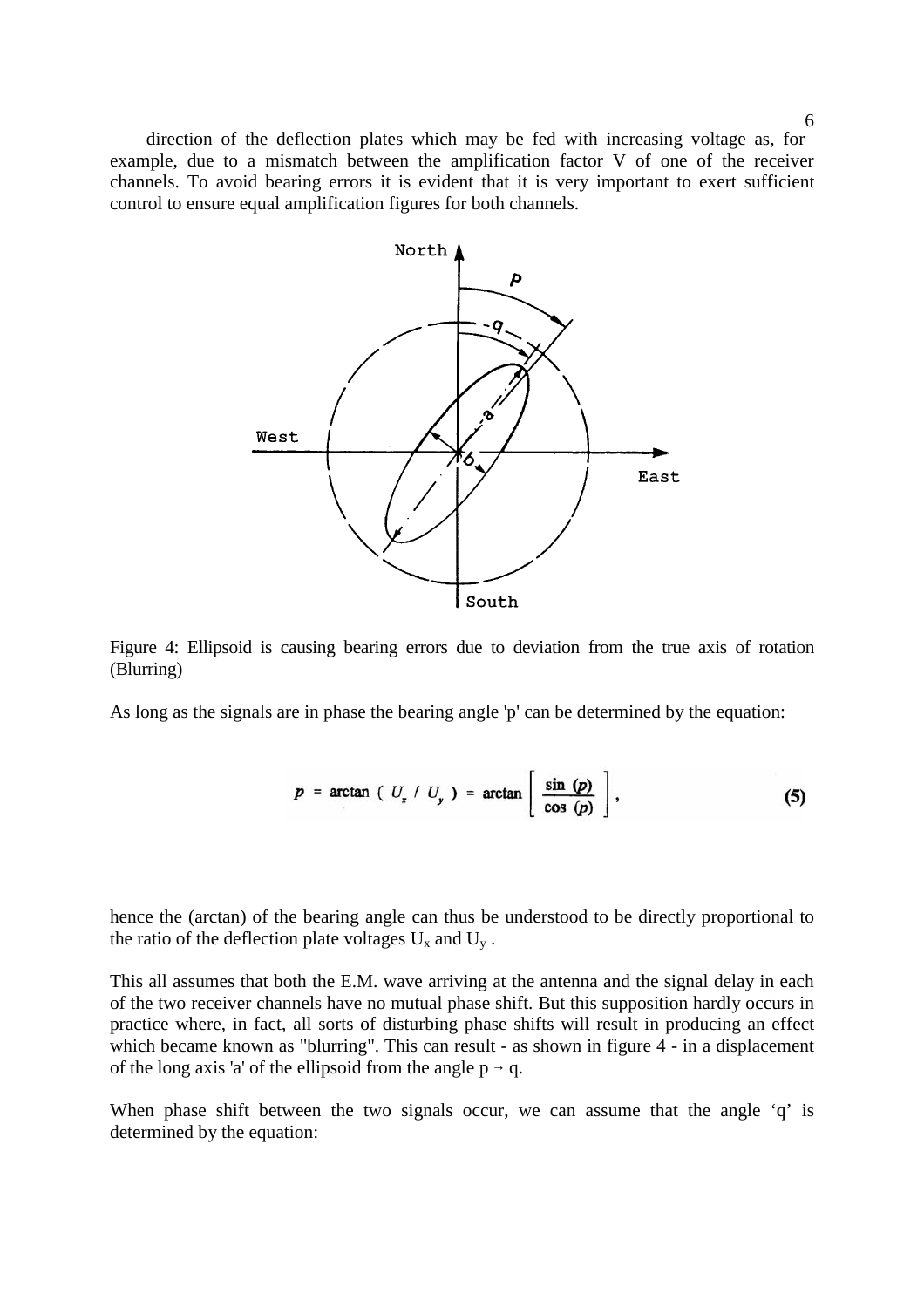direction of the deflection plates which may be fed with increasing voltage as, for example, due to a mismatch between the amplification factor V of one of the receiver channels. To avoid bearing errors it is evident that it is very important to exert sufficient control to ensure equal amplification figures for both channels.

Figure 4: Ellipsoid is causing bearing errors due to deviation from the true axis of rotation (Blurring)

As long as the signals are in phase the bearing angle 'p' can be determined by the equation:

$$p = \arctan \left( U_x / U_y \right) = \arctan \left[ \frac{\sin (p)}{\cos (p)} \right], \tag{5}$$

hence the (arctan) of the bearing angle can thus be understood to be directly proportional to the ratio of the deflection plate voltages $U_x$ and $U_y$ .

This all assumes that both the E.M. wave arriving at the antenna and the signal delay in each of the two receiver channels have no mutual phase shift. But this supposition hardly occurs in practice where, in fact, all sorts of disturbing phase shifts will result in producing an effect which became known as "blurring". This can result - as shown in figure 4 - in a displacement of the long axis 'a' of the ellipsoid from the angle $p \rightarrow q$.

When phase shift between the two signals occur, we can assume that the angle 'q' is determined by the equation: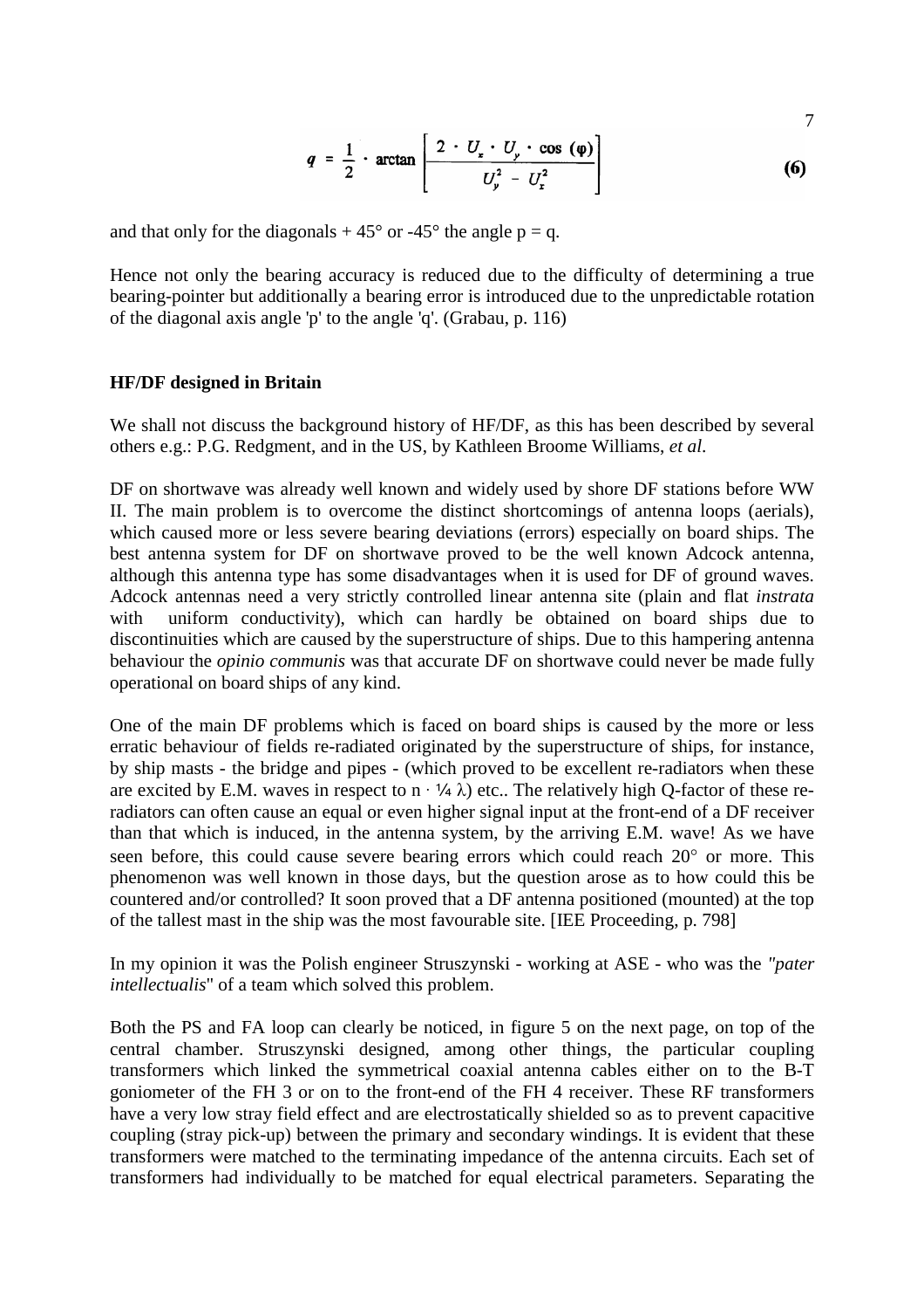$$q = \frac{1}{2} \cdot \arctan\left[\frac{2 \cdot U_x \cdot U_y \cdot \cos(\varphi)}{U_y^2 - U_x^2}\right] \tag{6}$$

and that only for the diagonals + 45° or -45° the angle p = q.

Hence not only the bearing accuracy is reduced due to the difficulty of determining a true bearing-pointer but additionally a bearing error is introduced due to the unpredictable rotation of the diagonal axis angle 'p' to the angle 'q'. (Grabau, p. 116)

### HF/DF designed in Britain

We shall not discuss the background history of HF/DF, as this has been described by several others e.g.: P.G. Redgment, and in the US, by Kathleen Broome Williams, *et al*.

DF on shortwave was already well known and widely used by shore DF stations before WW II. The main problem is to overcome the distinct shortcomings of antenna loops (aerials), which caused more or less severe bearing deviations (errors) especially on board ships. The best antenna system for DF on shortwave proved to be the well known Adcock antenna, although this antenna type has some disadvantages when it is used for DF of ground waves. Adcock antennas need a very strictly controlled linear antenna site (plain and flat *instrata* with uniform conductivity), which can hardly be obtained on board ships due to discontinuities which are caused by the superstructure of ships. Due to this hampering antenna behaviour the *opinio communis* was that accurate DF on shortwave could never be made fully operational on board ships of any kind.

One of the main DF problems which is faced on board ships is caused by the more or less erratic behaviour of fields re-radiated originated by the superstructure of ships, for instance, by ship masts - the bridge and pipes - (which proved to be excellent re-radiators when these are excited by E.M. waves in respect to $n \cdot \frac{1}{4} \lambda$) etc.. The relatively high Q-factor of these re-radiators can often cause an equal or even higher signal input at the front-end of a DF receiver than that which is induced, in the antenna system, by the arriving E.M. wave! As we have seen before, this could cause severe bearing errors which could reach 20° or more. This phenomenon was well known in those days, but the question arose as to how could this be countered and/or controlled? It soon proved that a DF antenna positioned (mounted) at the top of the tallest mast in the ship was the most favourable site. [IEE Proceeding, p. 798]

In my opinion it was the Polish engineer Struszynski - working at ASE - who was the *"pater intellectualis*" of a team which solved this problem.

Both the PS and FA loop can clearly be noticed, in figure 5 on the next page, on top of the central chamber. Struszynski designed, among other things, the particular coupling transformers which linked the symmetrical coaxial antenna cables either on to the B-T goniometer of the FH 3 or on to the front-end of the FH 4 receiver. These RF transformers have a very low stray field effect and are electrostatically shielded so as to prevent capacitive coupling (stray pick-up) between the primary and secondary windings. It is evident that these transformers were matched to the terminating impedance of the antenna circuits. Each set of transformers had individually to be matched for equal electrical parameters. Separating the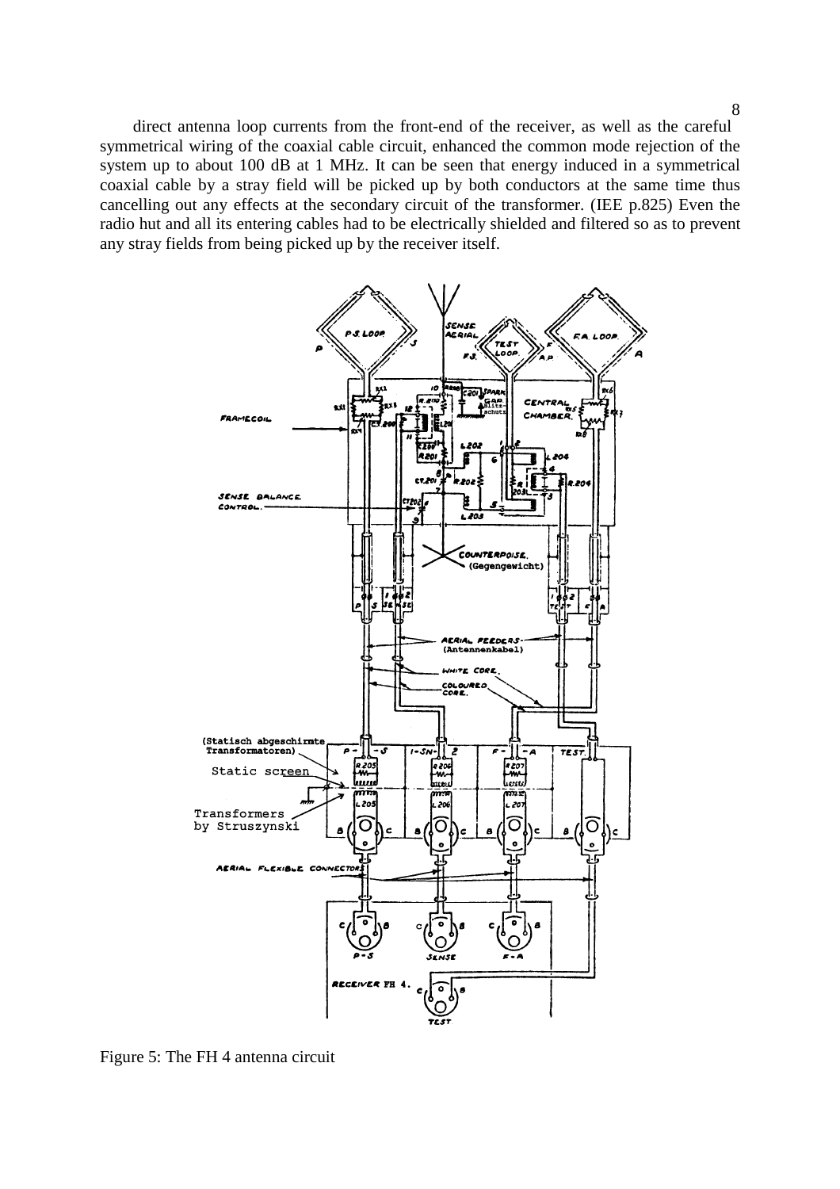direct antenna loop currents from the front-end of the receiver, as well as the careful symmetrical wiring of the coaxial cable circuit, enhanced the common mode rejection of the system up to about 100 dB at 1 MHz. It can be seen that energy induced in a symmetrical coaxial cable by a stray field will be picked up by both conductors at the same time thus cancelling out any effects at the secondary circuit of the transformer. (IEE p.825) Even the radio hut and all its entering cables had to be electrically shielded and filtered so as to prevent any stray fields from being picked up by the receiver itself.

Figure 5: The FH 4 antenna circuit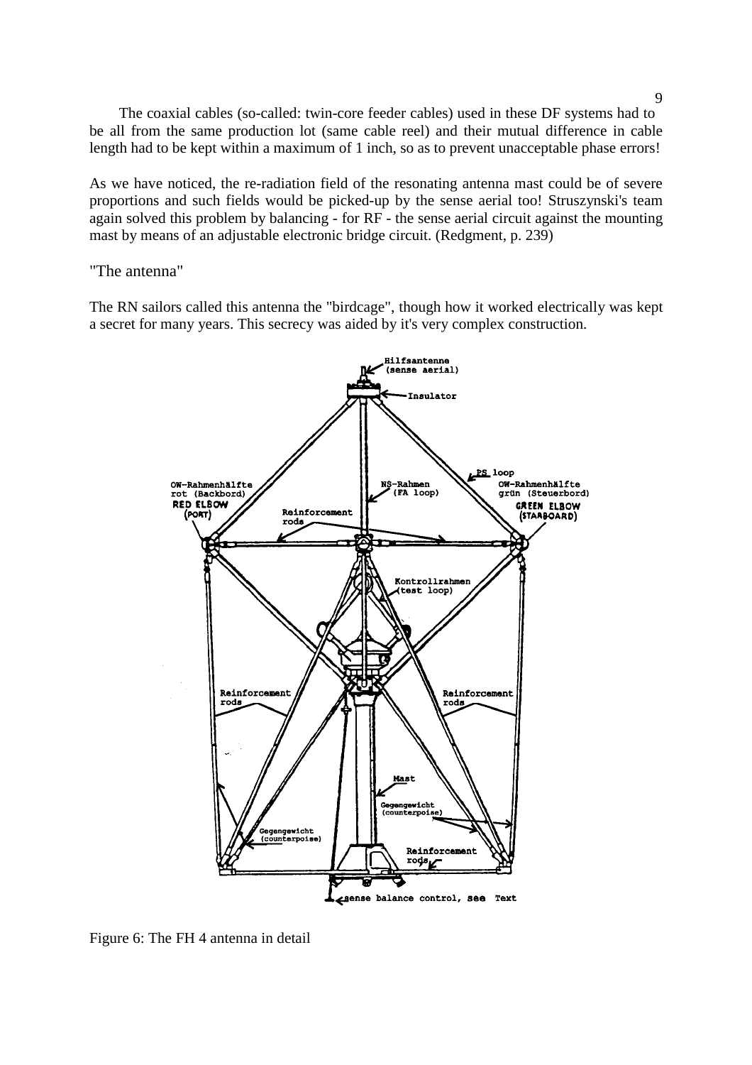The coaxial cables (so-called: twin-core feeder cables) used in these DF systems had to be all from the same production lot (same cable reel) and their mutual difference in cable length had to be kept within a maximum of 1 inch, so as to prevent unacceptable phase errors!

As we have noticed, the re-radiation field of the resonating antenna mast could be of severe proportions and such fields would be picked-up by the sense aerial too! Struszynski's team again solved this problem by balancing - for RF - the sense aerial circuit against the mounting mast by means of an adjustable electronic bridge circuit. (Redgment, p. 239)

"The antenna"

The RN sailors called this antenna the "birdcage", though how it worked electrically was kept a secret for many years. This secrecy was aided by it's very complex construction.

Figure 6: The FH 4 antenna in detail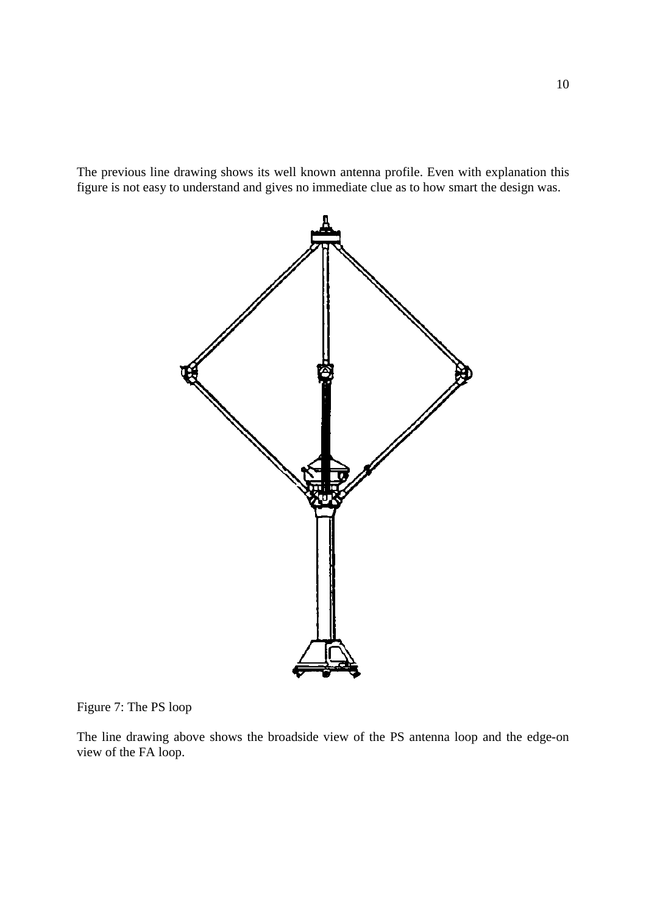The previous line drawing shows its well known antenna profile. Even with explanation this figure is not easy to understand and gives no immediate clue as to how smart the design was.

Figure 7: The PS loop

The line drawing above shows the broadside view of the PS antenna loop and the edge-on view of the FA loop.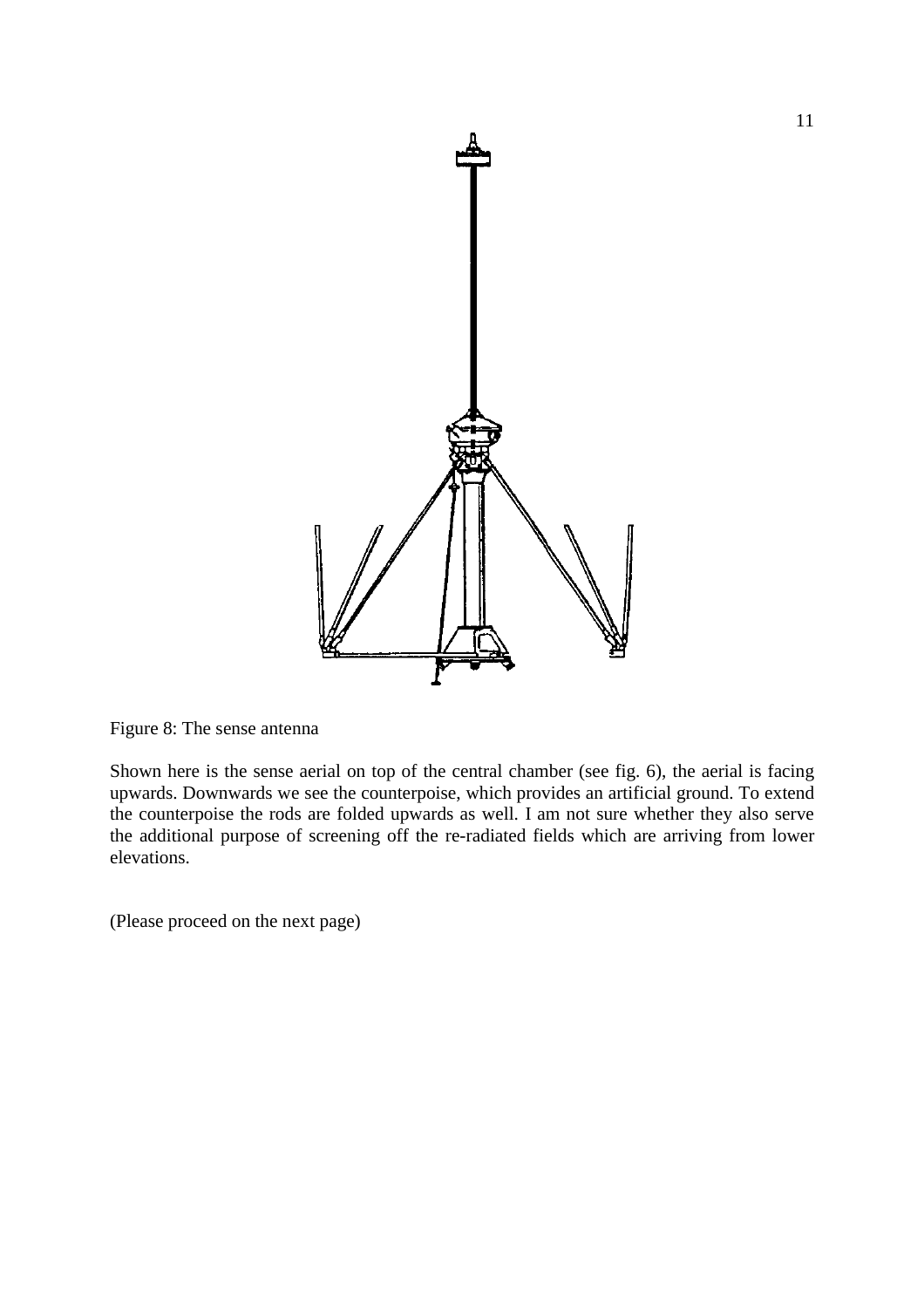Figure 8: The sense antenna

Shown here is the sense aerial on top of the central chamber (see fig. 6), the aerial is facing upwards. Downwards we see the counterpoise, which provides an artificial ground. To extend the counterpoise the rods are folded upwards as well. I am not sure whether they also serve the additional purpose of screening off the re-radiated fields which are arriving from lower elevations.

(Please proceed on the next page)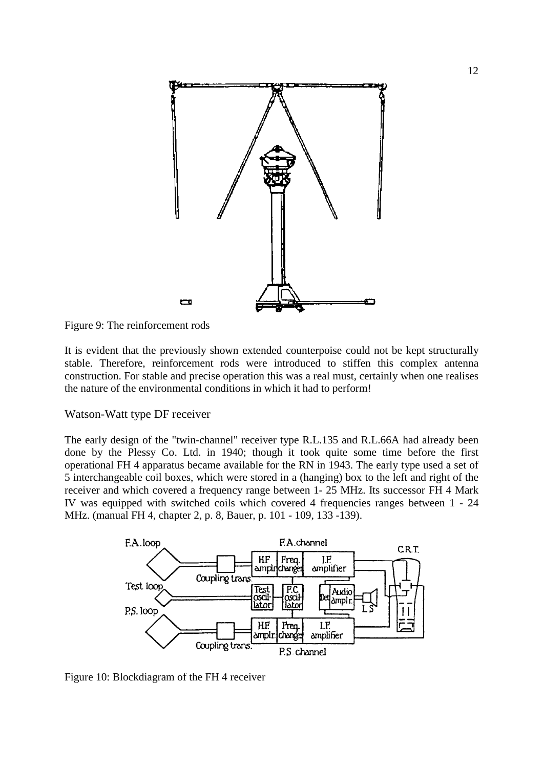Figure 9: The reinforcement rods

It is evident that the previously shown extended counterpoise could not be kept structurally stable. Therefore, reinforcement rods were introduced to stiffen this complex antenna construction. For stable and precise operation this was a real must, certainly when one realises the nature of the environmental conditions in which it had to perform!

## Watson-Watt type DF receiver

The early design of the "twin-channel" receiver type R.L.135 and R.L.66A had already been done by the Plessy Co. Ltd. in 1940; though it took quite some time before the first operational FH 4 apparatus became available for the RN in 1943. The early type used a set of 5 interchangeable coil boxes, which were stored in a (hanging) box to the left and right of the receiver and which covered a frequency range between 1- 25 MHz. Its successor FH 4 Mark IV was equipped with switched coils which covered 4 frequencies ranges between 1 - 24 MHz. (manual FH 4, chapter 2, p. 8, Bauer, p. 101 - 109, 133 -139).

Figure 10: Blockdiagram of the FH 4 receiver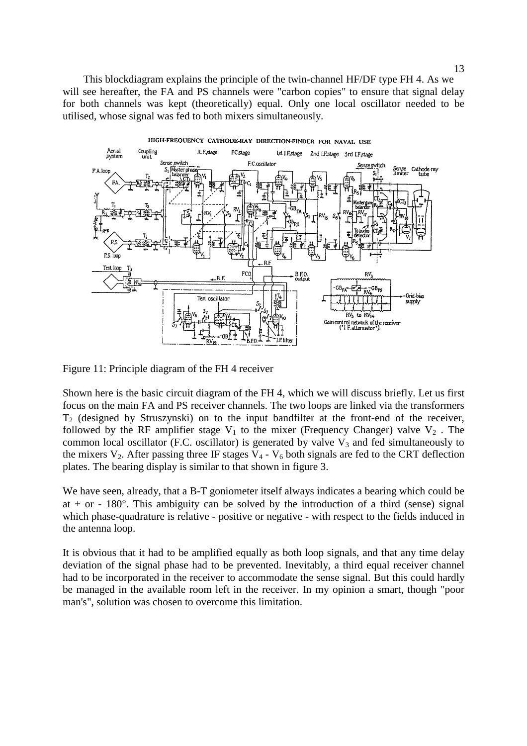This blockdiagram explains the principle of the twin-channel HF/DF type FH 4. As we will see hereafter, the FA and PS channels were "carbon copies" to ensure that signal delay for both channels was kept (theoretically) equal. Only one local oscillator needed to be utilised, whose signal was fed to both mixers simultaneously.

Figure 11: Principle diagram of the FH 4 receiver

Shown here is the basic circuit diagram of the FH 4, which we will discuss briefly. Let us first focus on the main FA and PS receiver channels. The two loops are linked via the transformers $T_2$ (designed by Struszynski) on to the input bandfilter at the front-end of the receiver, followed by the RF amplifier stage $V_1$ to the mixer (Frequency Changer) valve $V_2$ . The common local oscillator (F.C. oscillator) is generated by valve $V_3$ and fed simultaneously to the mixers $V_2$. After passing three IF stages $V_4$ - $V_6$ both signals are fed to the CRT deflection plates. The bearing display is similar to that shown in figure 3.

We have seen, already, that a B-T goniometer itself always indicates a bearing which could be at + or - 180°. This ambiguity can be solved by the introduction of a third (sense) signal which phase-quadrature is relative - positive or negative - with respect to the fields induced in the antenna loop.

It is obvious that it had to be amplified equally as both loop signals, and that any time delay deviation of the signal phase had to be prevented. Inevitably, a third equal receiver channel had to be incorporated in the receiver to accommodate the sense signal. But this could hardly be managed in the available room left in the receiver. In my opinion a smart, though "poor man's", solution was chosen to overcome this limitation.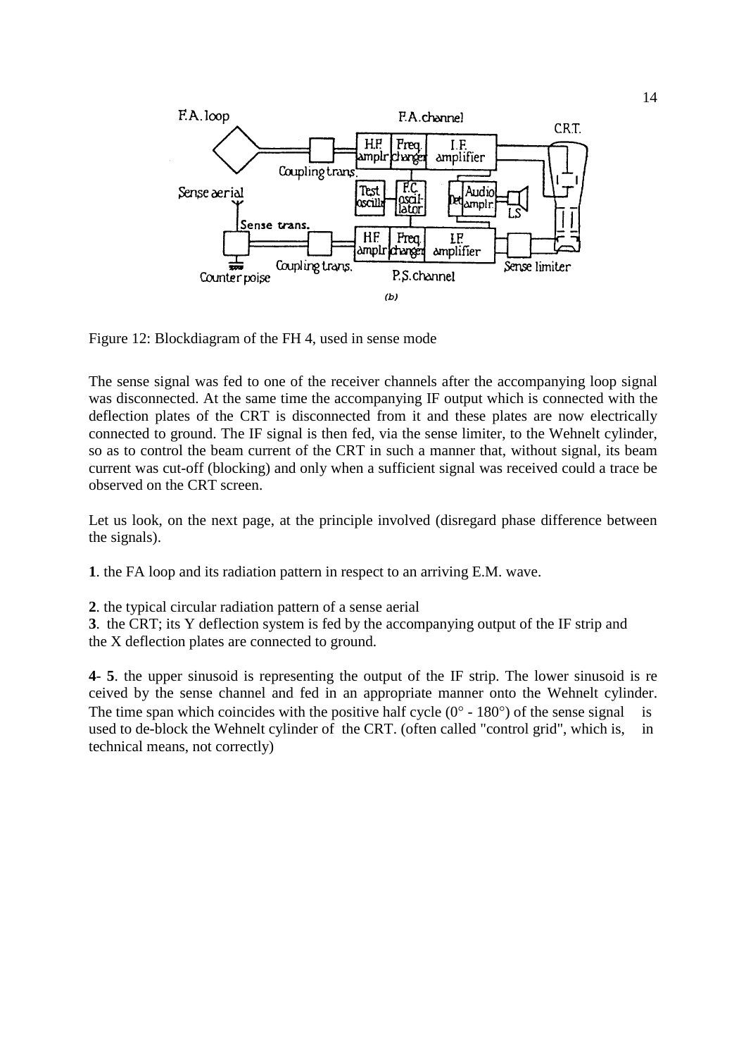Figure 12: Blockdiagram of the FH 4, used in sense mode

The sense signal was fed to one of the receiver channels after the accompanying loop signal was disconnected. At the same time the accompanying IF output which is connected with the deflection plates of the CRT is disconnected from it and these plates are now electrically connected to ground. The IF signal is then fed, via the sense limiter, to the Wehnelt cylinder, so as to control the beam current of the CRT in such a manner that, without signal, its beam current was cut-off (blocking) and only when a sufficient signal was received could a trace be observed on the CRT screen.

Let us look, on the next page, at the principle involved (disregard phase difference between the signals).

**1**. the FA loop and its radiation pattern in respect to an arriving E.M. wave.

**2**. the typical circular radiation pattern of a sense aerial
**3**. the CRT; its Y deflection system is fed by the accompanying output of the IF strip and the X deflection plates are connected to ground.

**4**- **5**. the upper sinusoid is representing the output of the IF strip. The lower sinusoid is re ceived by the sense channel and fed in an appropriate manner onto the Wehnelt cylinder. The time span which coincides with the positive half cycle (0° - 180°) of the sense signal is used to de-block the Wehnelt cylinder of the CRT. (often called "control grid", which is, in technical means, not correctly)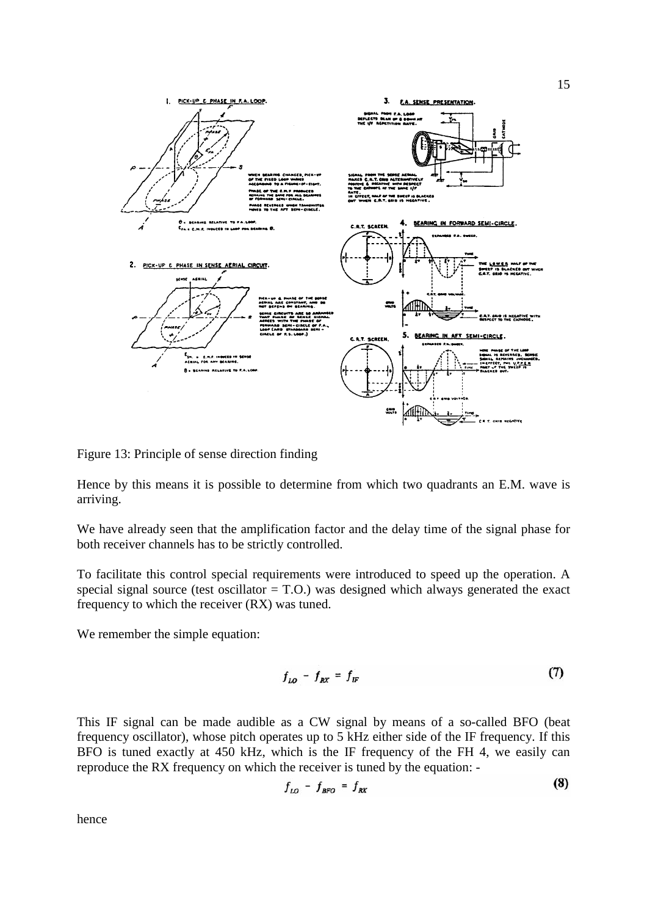Figure 13: Principle of sense direction finding

Hence by this means it is possible to determine from which two quadrants an E.M. wave is arriving.

We have already seen that the amplification factor and the delay time of the signal phase for both receiver channels has to be strictly controlled.

To facilitate this control special requirements were introduced to speed up the operation. A special signal source (test oscillator = T.O.) was designed which always generated the exact frequency to which the receiver (RX) was tuned.

We remember the simple equation:

$$f_{LO} - f_{RX} = f_{IF} \tag{7}$$

This IF signal can be made audible as a CW signal by means of a so-called BFO (beat frequency oscillator), whose pitch operates up to 5 kHz either side of the IF frequency. If this BFO is tuned exactly at 450 kHz, which is the IF frequency of the FH 4, we easily can reproduce the RX frequency on which the receiver is tuned by the equation: -

$$f_{LO} - f_{BFO} = f_{RX} \tag{8}$$

hence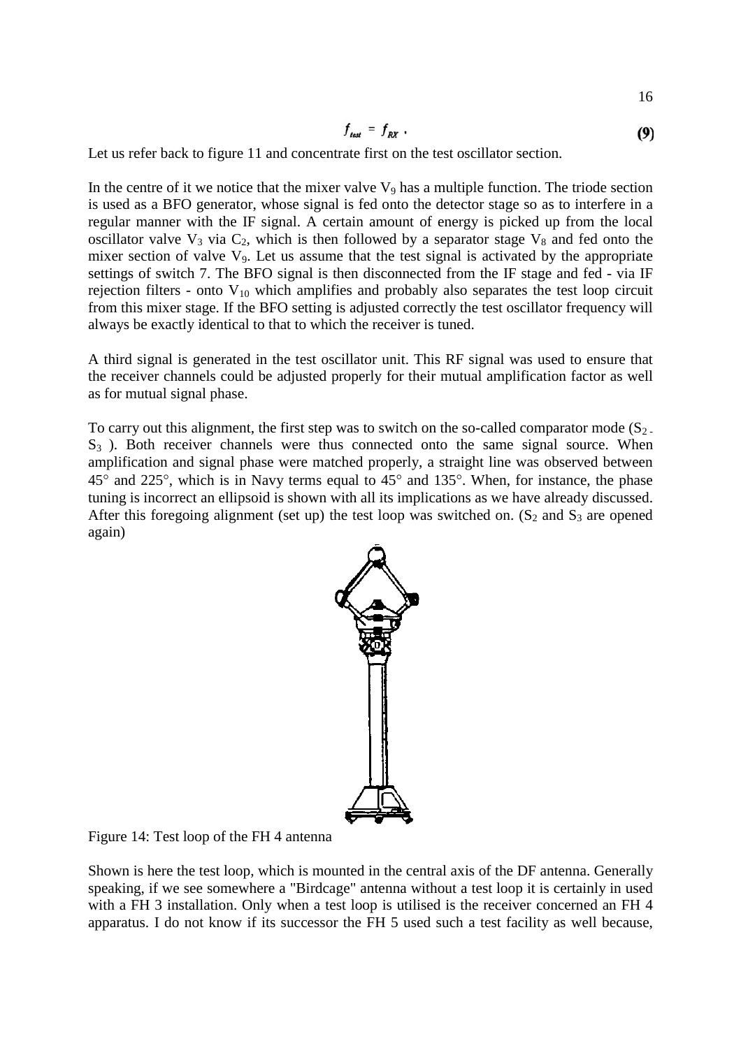$$f_{test} = f_{RX} \ . \tag{9}$$

Let us refer back to figure 11 and concentrate first on the test oscillator section.

In the centre of it we notice that the mixer valve $V_9$ has a multiple function. The triode section is used as a BFO generator, whose signal is fed onto the detector stage so as to interfere in a regular manner with the IF signal. A certain amount of energy is picked up from the local oscillator valve $V_3$ via $C_2$, which is then followed by a separator stage $V_8$ and fed onto the mixer section of valve $V_9$. Let us assume that the test signal is activated by the appropriate settings of switch 7. The BFO signal is then disconnected from the IF stage and fed - via IF rejection filters - onto $V_{10}$ which amplifies and probably also separates the test loop circuit from this mixer stage. If the BFO setting is adjusted correctly the test oscillator frequency will always be exactly identical to that to which the receiver is tuned.

A third signal is generated in the test oscillator unit. This RF signal was used to ensure that the receiver channels could be adjusted properly for their mutual amplification factor as well as for mutual signal phase.

To carry out this alignment, the first step was to switch on the so-called comparator mode ($S_2$ - $S_3$ ). Both receiver channels were thus connected onto the same signal source. When amplification and signal phase were matched properly, a straight line was observed between 45° and 225°, which is in Navy terms equal to 45° and 135°. When, for instance, the phase tuning is incorrect an ellipsoid is shown with all its implications as we have already discussed. After this foregoing alignment (set up) the test loop was switched on. ($S_2$ and $S_3$ are opened again)

Figure 14: Test loop of the FH 4 antenna

Shown is here the test loop, which is mounted in the central axis of the DF antenna. Generally speaking, if we see somewhere a "Birdcage" antenna without a test loop it is certainly in used with a FH 3 installation. Only when a test loop is utilised is the receiver concerned an FH 4 apparatus. I do not know if its successor the FH 5 used such a test facility as well because,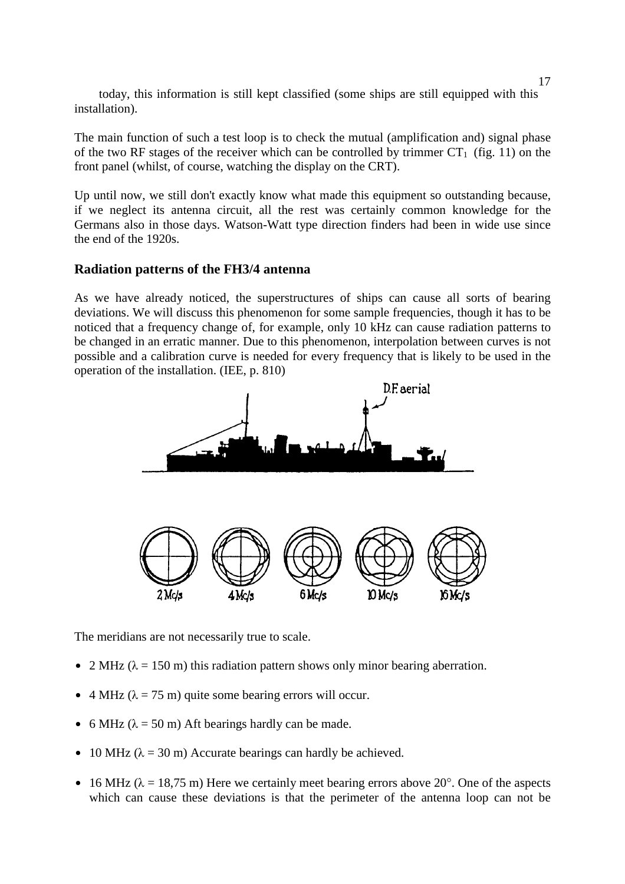today, this information is still kept classified (some ships are still equipped with this installation).

The main function of such a test loop is to check the mutual (amplification and) signal phase of the two RF stages of the receiver which can be controlled by trimmer $CT_1$ (fig. 11) on the front panel (whilst, of course, watching the display on the CRT).

Up until now, we still don't exactly know what made this equipment so outstanding because, if we neglect its antenna circuit, all the rest was certainly common knowledge for the Germans also in those days. Watson-Watt type direction finders had been in wide use since the end of the 1920s.

### Radiation patterns of the FH3/4 antenna

As we have already noticed, the superstructures of ships can cause all sorts of bearing deviations. We will discuss this phenomenon for some sample frequencies, though it has to be noticed that a frequency change of, for example, only 10 kHz can cause radiation patterns to be changed in an erratic manner. Due to this phenomenon, interpolation between curves is not possible and a calibration curve is needed for every frequency that is likely to be used in the operation of the installation. (IEE, p. 810)

The meridians are not necessarily true to scale.

- 2 MHz ($\lambda$ = 150 m) this radiation pattern shows only minor bearing aberration.
- 4 MHz ($\lambda$ = 75 m) quite some bearing errors will occur.
- 6 MHz ($\lambda$ = 50 m) Aft bearings hardly can be made.
- 10 MHz ($\lambda$ = 30 m) Accurate bearings can hardly be achieved.
- 16 MHz ($\lambda$ = 18,75 m) Here we certainly meet bearing errors above 20°. One of the aspects which can cause these deviations is that the perimeter of the antenna loop can not be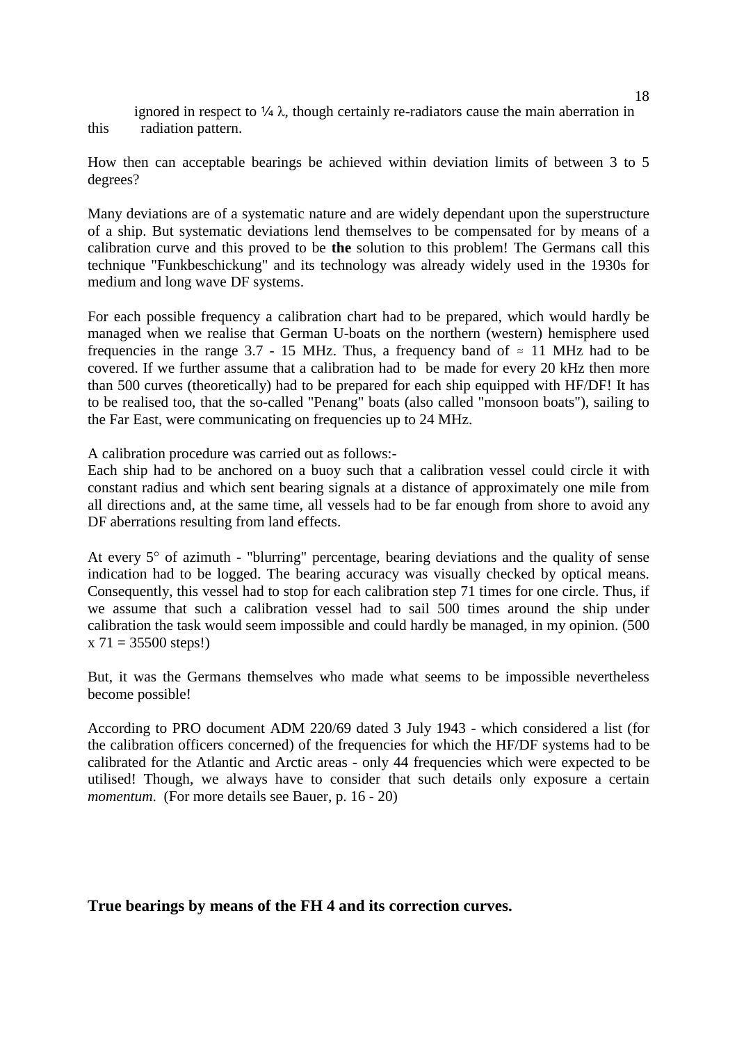ignored in respect to ¼ λ, though certainly re-radiators cause the main aberration in this radiation pattern.

How then can acceptable bearings be achieved within deviation limits of between 3 to 5 degrees?

Many deviations are of a systematic nature and are widely dependant upon the superstructure of a ship. But systematic deviations lend themselves to be compensated for by means of a calibration curve and this proved to be **the** solution to this problem! The Germans call this technique "Funkbeschickung" and its technology was already widely used in the 1930s for medium and long wave DF systems.

For each possible frequency a calibration chart had to be prepared, which would hardly be managed when we realise that German U-boats on the northern (western) hemisphere used frequencies in the range 3.7 - 15 MHz. Thus, a frequency band of ≈ 11 MHz had to be covered. If we further assume that a calibration had to be made for every 20 kHz then more than 500 curves (theoretically) had to be prepared for each ship equipped with HF/DF! It has to be realised too, that the so-called "Penang" boats (also called "monsoon boats"), sailing to the Far East, were communicating on frequencies up to 24 MHz.

A calibration procedure was carried out as follows:-
Each ship had to be anchored on a buoy such that a calibration vessel could circle it with constant radius and which sent bearing signals at a distance of approximately one mile from all directions and, at the same time, all vessels had to be far enough from shore to avoid any DF aberrations resulting from land effects.

At every 5° of azimuth - "blurring" percentage, bearing deviations and the quality of sense indication had to be logged. The bearing accuracy was visually checked by optical means. Consequently, this vessel had to stop for each calibration step 71 times for one circle. Thus, if we assume that such a calibration vessel had to sail 500 times around the ship under calibration the task would seem impossible and could hardly be managed, in my opinion. (500 x 71 = 35500 steps!)

But, it was the Germans themselves who made what seems to be impossible nevertheless become possible!

According to PRO document ADM 220/69 dated 3 July 1943 - which considered a list (for the calibration officers concerned) of the frequencies for which the HF/DF systems had to be calibrated for the Atlantic and Arctic areas - only 44 frequencies which were expected to be utilised! Though, we always have to consider that such details only exposure a certain *momentum*. (For more details see Bauer, p. 16 - 20)

## True bearings by means of the FH 4 and its correction curves.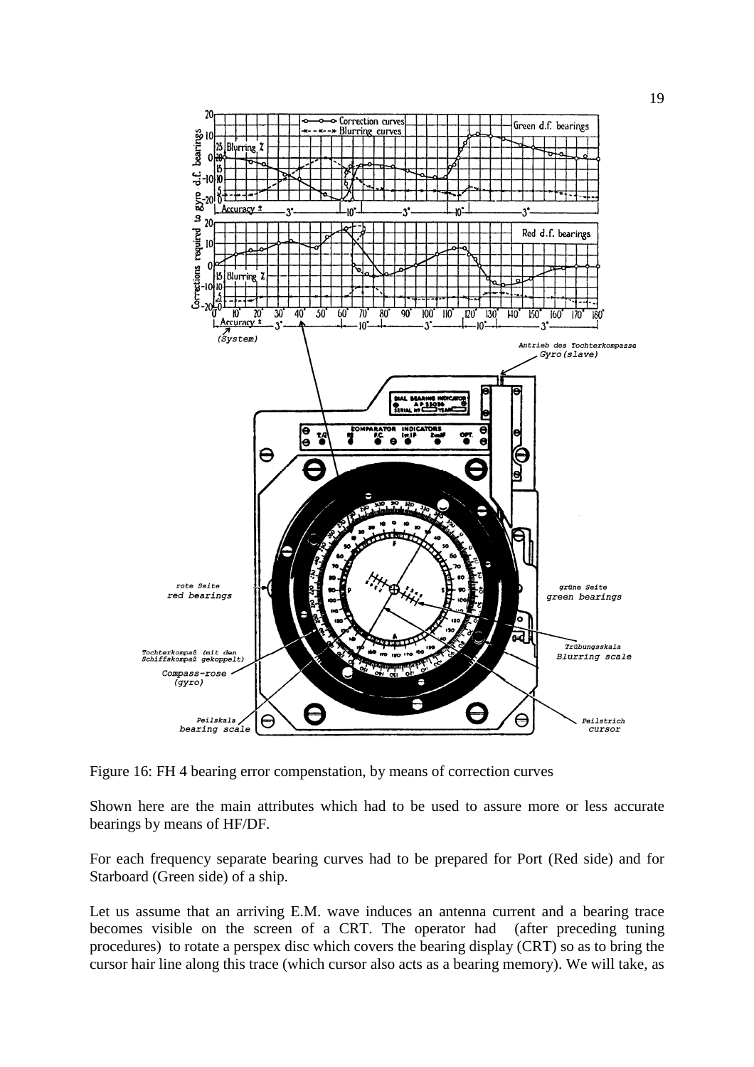Figure 16: FH 4 bearing error compenstation, by means of correction curves

Shown here are the main attributes which had to be used to assure more or less accurate bearings by means of HF/DF.

For each frequency separate bearing curves had to be prepared for Port (Red side) and for Starboard (Green side) of a ship.

Let us assume that an arriving E.M. wave induces an antenna current and a bearing trace becomes visible on the screen of a CRT. The operator had (after preceding tuning procedures) to rotate a perspex disc which covers the bearing display (CRT) so as to bring the cursor hair line along this trace (which cursor also acts as a bearing memory). We will take, as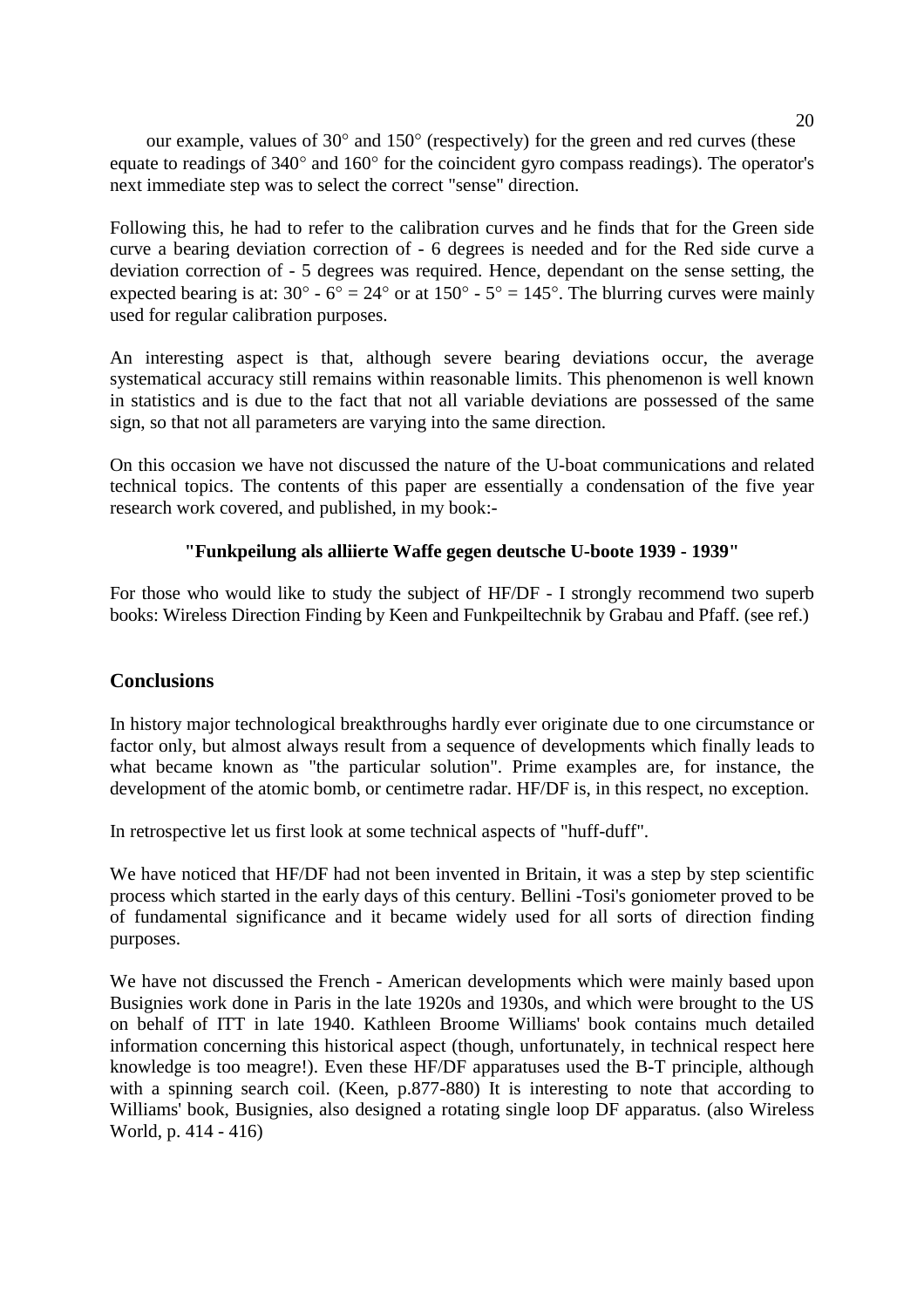our example, values of 30° and 150° (respectively) for the green and red curves (these equate to readings of 340° and 160° for the coincident gyro compass readings). The operator's next immediate step was to select the correct "sense" direction.

Following this, he had to refer to the calibration curves and he finds that for the Green side curve a bearing deviation correction of - 6 degrees is needed and for the Red side curve a deviation correction of - 5 degrees was required. Hence, dependant on the sense setting, the expected bearing is at: 30° - 6° = 24° or at 150° - 5° = 145°. The blurring curves were mainly used for regular calibration purposes.

An interesting aspect is that, although severe bearing deviations occur, the average systematical accuracy still remains within reasonable limits. This phenomenon is well known in statistics and is due to the fact that not all variable deviations are possessed of the same sign, so that not all parameters are varying into the same direction.

On this occasion we have not discussed the nature of the U-boat communications and related technical topics. The contents of this paper are essentially a condensation of the five year research work covered, and published, in my book:-

**"Funkpeilung als alliierte Waffe gegen deutsche U-boote 1939 - 1939"**

For those who would like to study the subject of HF/DF - I strongly recommend two superb books: Wireless Direction Finding by Keen and Funkpeiltechnik by Grabau and Pfaff. (see ref.)

## Conclusions

In history major technological breakthroughs hardly ever originate due to one circumstance or factor only, but almost always result from a sequence of developments which finally leads to what became known as "the particular solution". Prime examples are, for instance, the development of the atomic bomb, or centimetre radar. HF/DF is, in this respect, no exception.

In retrospective let us first look at some technical aspects of "huff-duff".

We have noticed that HF/DF had not been invented in Britain, it was a step by step scientific process which started in the early days of this century. Bellini -Tosi's goniometer proved to be of fundamental significance and it became widely used for all sorts of direction finding purposes.

We have not discussed the French - American developments which were mainly based upon Busignies work done in Paris in the late 1920s and 1930s, and which were brought to the US on behalf of ITT in late 1940. Kathleen Broome Williams' book contains much detailed information concerning this historical aspect (though, unfortunately, in technical respect here knowledge is too meagre!). Even these HF/DF apparatuses used the B-T principle, although with a spinning search coil. (Keen, p.877-880) It is interesting to note that according to Williams' book, Busignies, also designed a rotating single loop DF apparatus. (also Wireless World, p. 414 - 416)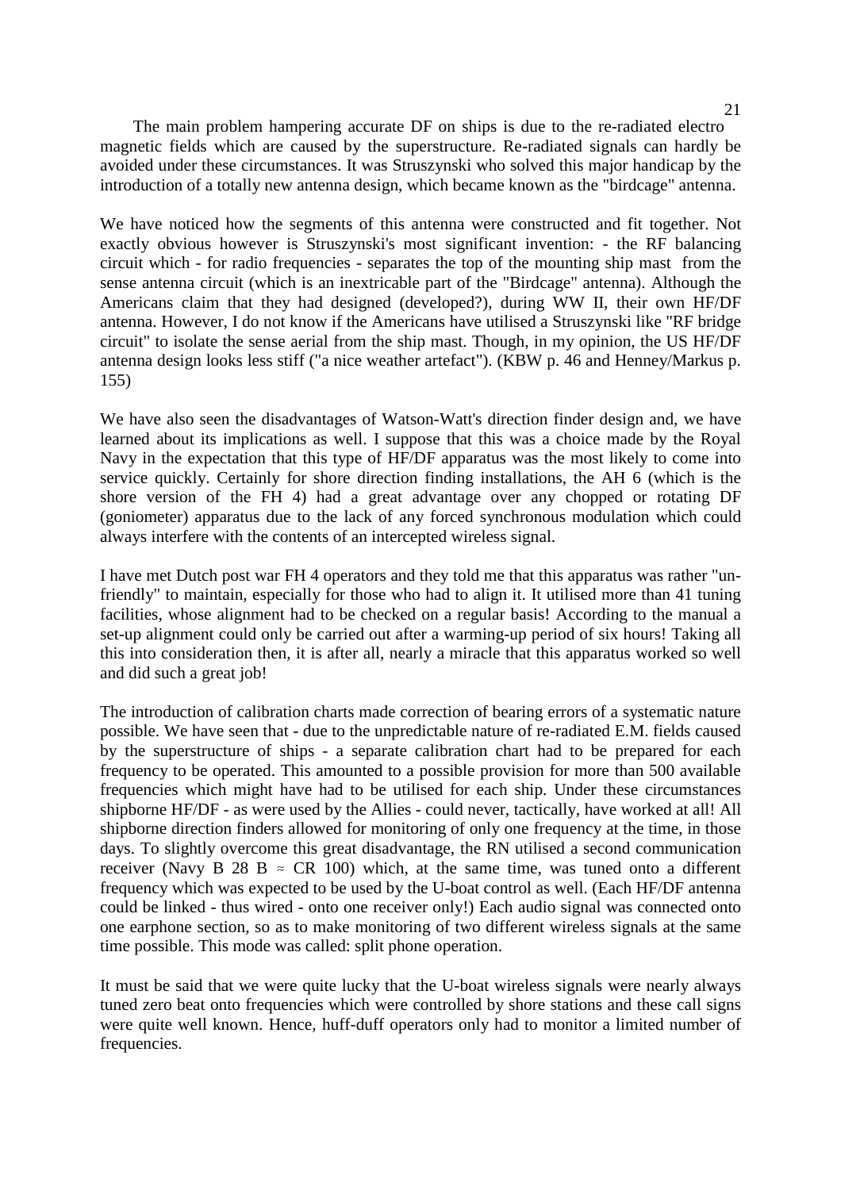The main problem hampering accurate DF on ships is due to the re-radiated electro magnetic fields which are caused by the superstructure. Re-radiated signals can hardly be avoided under these circumstances. It was Struszynski who solved this major handicap by the introduction of a totally new antenna design, which became known as the "birdcage" antenna.

We have noticed how the segments of this antenna were constructed and fit together. Not exactly obvious however is Struszynski's most significant invention: - the RF balancing circuit which - for radio frequencies - separates the top of the mounting ship mast from the sense antenna circuit (which is an inextricable part of the "Birdcage" antenna). Although the Americans claim that they had designed (developed?), during WW II, their own HF/DF antenna. However, I do not know if the Americans have utilised a Struszynski like "RF bridge circuit" to isolate the sense aerial from the ship mast. Though, in my opinion, the US HF/DF antenna design looks less stiff ("a nice weather artefact"). (KBW p. 46 and Henney/Markus p. 155)

We have also seen the disadvantages of Watson-Watt's direction finder design and, we have learned about its implications as well. I suppose that this was a choice made by the Royal Navy in the expectation that this type of HF/DF apparatus was the most likely to come into service quickly. Certainly for shore direction finding installations, the AH 6 (which is the shore version of the FH 4) had a great advantage over any chopped or rotating DF (goniometer) apparatus due to the lack of any forced synchronous modulation which could always interfere with the contents of an intercepted wireless signal.

I have met Dutch post war FH 4 operators and they told me that this apparatus was rather "un-friendly" to maintain, especially for those who had to align it. It utilised more than 41 tuning facilities, whose alignment had to be checked on a regular basis! According to the manual a set-up alignment could only be carried out after a warming-up period of six hours! Taking all this into consideration then, it is after all, nearly a miracle that this apparatus worked so well and did such a great job!

The introduction of calibration charts made correction of bearing errors of a systematic nature possible. We have seen that - due to the unpredictable nature of re-radiated E.M. fields caused by the superstructure of ships - a separate calibration chart had to be prepared for each frequency to be operated. This amounted to a possible provision for more than 500 available frequencies which might have had to be utilised for each ship. Under these circumstances shipborne HF/DF - as were used by the Allies - could never, tactically, have worked at all! All shipborne direction finders allowed for monitoring of only one frequency at the time, in those days. To slightly overcome this great disadvantage, the RN utilised a second communication receiver (Navy B 28 B ≈ CR 100) which, at the same time, was tuned onto a different frequency which was expected to be used by the U-boat control as well. (Each HF/DF antenna could be linked - thus wired - onto one receiver only!) Each audio signal was connected onto one earphone section, so as to make monitoring of two different wireless signals at the same time possible. This mode was called: split phone operation.

It must be said that we were quite lucky that the U-boat wireless signals were nearly always tuned zero beat onto frequencies which were controlled by shore stations and these call signs were quite well known. Hence, huff-duff operators only had to monitor a limited number of frequencies.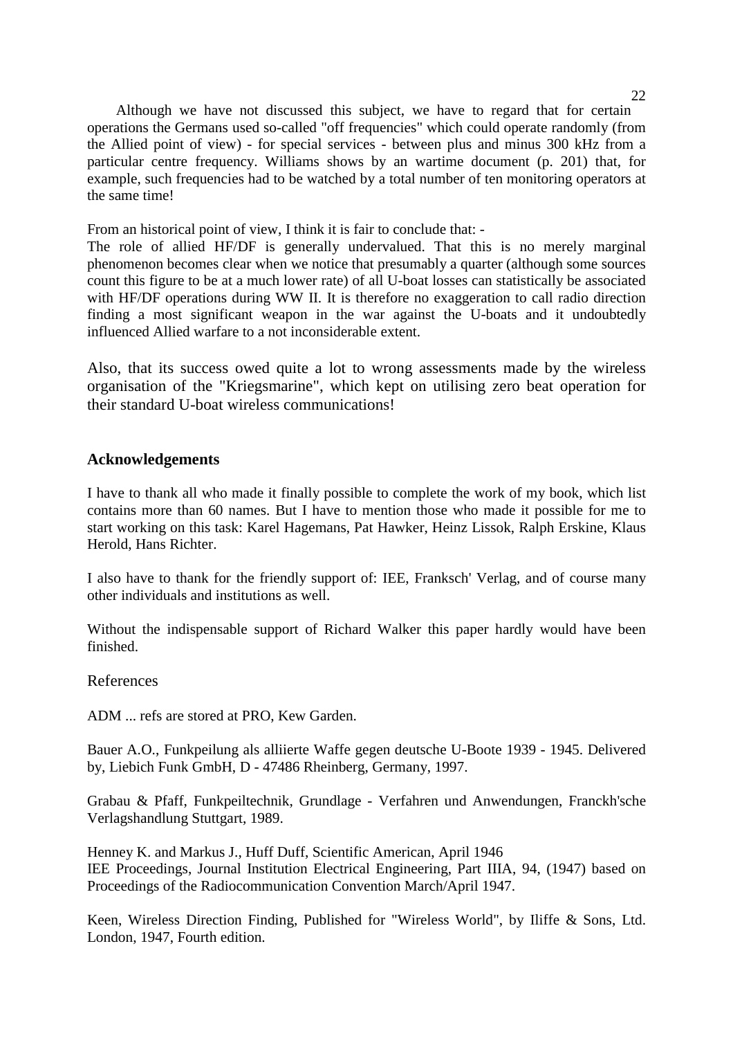Although we have not discussed this subject, we have to regard that for certain operations the Germans used so-called "off frequencies" which could operate randomly (from the Allied point of view) - for special services - between plus and minus 300 kHz from a particular centre frequency. Williams shows by an wartime document (p. 201) that, for example, such frequencies had to be watched by a total number of ten monitoring operators at the same time!

From an historical point of view, I think it is fair to conclude that: -

The role of allied HF/DF is generally undervalued. That this is no merely marginal phenomenon becomes clear when we notice that presumably a quarter (although some sources count this figure to be at a much lower rate) of all U-boat losses can statistically be associated with HF/DF operations during WW II. It is therefore no exaggeration to call radio direction finding a most significant weapon in the war against the U-boats and it undoubtedly influenced Allied warfare to a not inconsiderable extent.

Also, that its success owed quite a lot to wrong assessments made by the wireless organisation of the "Kriegsmarine", which kept on utilising zero beat operation for their standard U-boat wireless communications!

## Acknowledgements

I have to thank all who made it finally possible to complete the work of my book, which list contains more than 60 names. But I have to mention those who made it possible for me to start working on this task: Karel Hagemans, Pat Hawker, Heinz Lissok, Ralph Erskine, Klaus Herold, Hans Richter.

I also have to thank for the friendly support of: IEE, Franksch' Verlag, and of course many other individuals and institutions as well.

Without the indispensable support of Richard Walker this paper hardly would have been finished.

## References

ADM ... refs are stored at PRO, Kew Garden.

Bauer A.O., Funkpeilung als alliierte Waffe gegen deutsche U-Boote 1939 - 1945. Delivered by, Liebich Funk GmbH, D - 47486 Rheinberg, Germany, 1997.

Grabau & Pfaff, Funkpeiltechnik, Grundlage - Verfahren und Anwendungen, Franckh'sche Verlagshandlung Stuttgart, 1989.

Henney K. and Markus J., Huff Duff, Scientific American, April 1946

IEE Proceedings, Journal Institution Electrical Engineering, Part IIIA, 94, (1947) based on Proceedings of the Radiocommunication Convention March/April 1947.

Keen, Wireless Direction Finding, Published for "Wireless World", by Iliffe & Sons, Ltd. London, 1947, Fourth edition.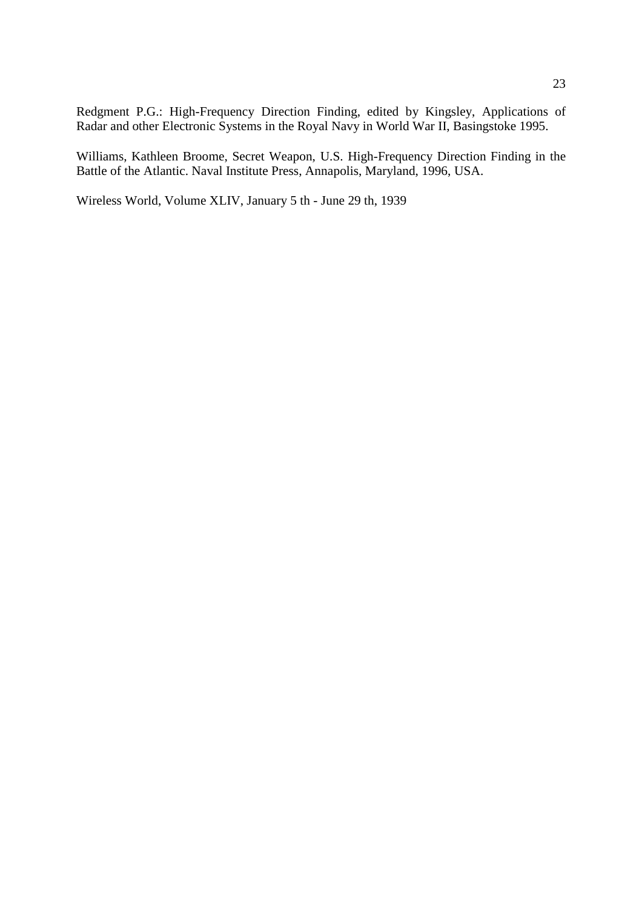Redgment P.G.: High-Frequency Direction Finding, edited by Kingsley, Applications of Radar and other Electronic Systems in the Royal Navy in World War II, Basingstoke 1995.

Williams, Kathleen Broome, Secret Weapon, U.S. High-Frequency Direction Finding in the Battle of the Atlantic. Naval Institute Press, Annapolis, Maryland, 1996, USA.

Wireless World, Volume XLIV, January 5 th - June 29 th, 1939